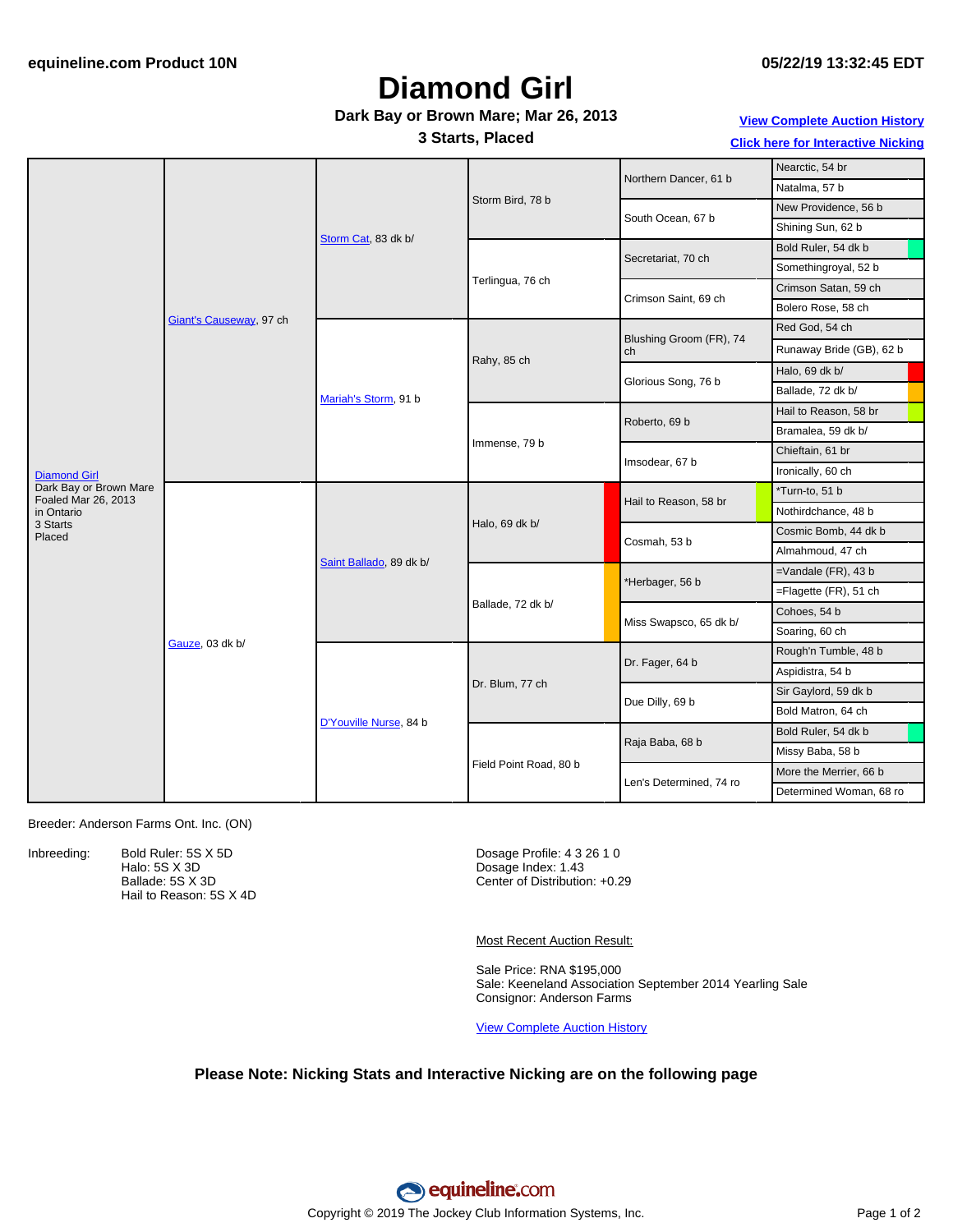equineline.com Product 10N

05/22/19 13:32:45 EDT

# Diamond Girl

**Dark Bay or Brown Mare; Mar 26, 2013**

**3 Starts, Placed**

View Complete Auction History

Click here for Interactive Nicking

| Horse | Gen 1 | Gen 2 | Gen 3 | Gen 4 | Gen 5 |
|---|---|---|---|---|---|
| Diamond Girl<br>Dark Bay or Brown Mare<br>Foaled Mar 26, 2013<br>in Ontario<br>3 Starts<br>Placed | Giant's Causeway, 97 ch | Storm Cat, 83 dk b/ | Storm Bird, 78 b | Northern Dancer, 61 b | Nearctic, 54 br |
| | | | | | Natalma, 57 b |
| | | | | South Ocean, 67 b | New Providence, 56 b |
| | | | | | Shining Sun, 62 b |
| | | | Terlingua, 76 ch | Secretariat, 70 ch | Bold Ruler, 54 dk b |
| | | | | | Somethingroyal, 52 b |
| | | | | Crimson Saint, 69 ch | Crimson Satan, 59 ch |
| | | | | | Bolero Rose, 58 ch |
| | | Mariah's Storm, 91 b | Rahy, 85 ch | Blushing Groom (FR), 74 ch | Red God, 54 ch |
| | | | | | Runaway Bride (GB), 62 b |
| | | | | Glorious Song, 76 b | Halo, 69 dk b/ |
| | | | | | Ballade, 72 dk b/ |
| | | | Immense, 79 b | Roberto, 69 b | Hail to Reason, 58 br |
| | | | | | Bramalea, 59 dk b/ |
| | | | | Imsodear, 67 b | Chieftain, 61 br |
| | | | | | Ironically, 60 ch |
| | Gauze, 03 dk b/ | Saint Ballado, 89 dk b/ | Halo, 69 dk b/ | Hail to Reason, 58 br | *Turn-to, 51 b |
| | | | | | Nothirdchance, 48 b |
| | | | | Cosmah, 53 b | Cosmic Bomb, 44 dk b |
| | | | | | Almahmoud, 47 ch |
| | | | Ballade, 72 dk b/ | *Herbager, 56 b | =Vandale (FR), 43 b |
| | | | | | =Flagette (FR), 51 ch |
| | | | | Miss Swapsco, 65 dk b/ | Cohoes, 54 b |
| | | | | | Soaring, 60 ch |
| | | D'Youville Nurse, 84 b | Dr. Blum, 77 ch | Dr. Fager, 64 b | Rough'n Tumble, 48 b |
| | | | | | Aspidistra, 54 b |
| | | | | Due Dilly, 69 b | Sir Gaylord, 59 dk b |
| | | | | | Bold Matron, 64 ch |
| | | | Field Point Road, 80 b | Raja Baba, 68 b | Bold Ruler, 54 dk b |
| | | | | | Missy Baba, 58 b |
| | | | | Len's Determined, 74 ro | More the Merrier, 66 b |
| | | | | | Determined Woman, 68 ro |

Breeder: Anderson Farms Ont. Inc. (ON)

Inbreeding:
- Bold Ruler: 5S X 5D
- Halo: 5S X 3D
- Ballade: 5S X 3D
- Hail to Reason: 5S X 4D

Dosage Profile: 4 3 26 1 0
Dosage Index: 1.43
Center of Distribution: +0.29

Most Recent Auction Result:

Sale Price: RNA $195,000
Sale: Keeneland Association September 2014 Yearling Sale
Consignor: Anderson Farms

View Complete Auction History

**Please Note: Nicking Stats and Interactive Nicking are on the following page**

Copyright © 2019 The Jockey Club Information Systems, Inc.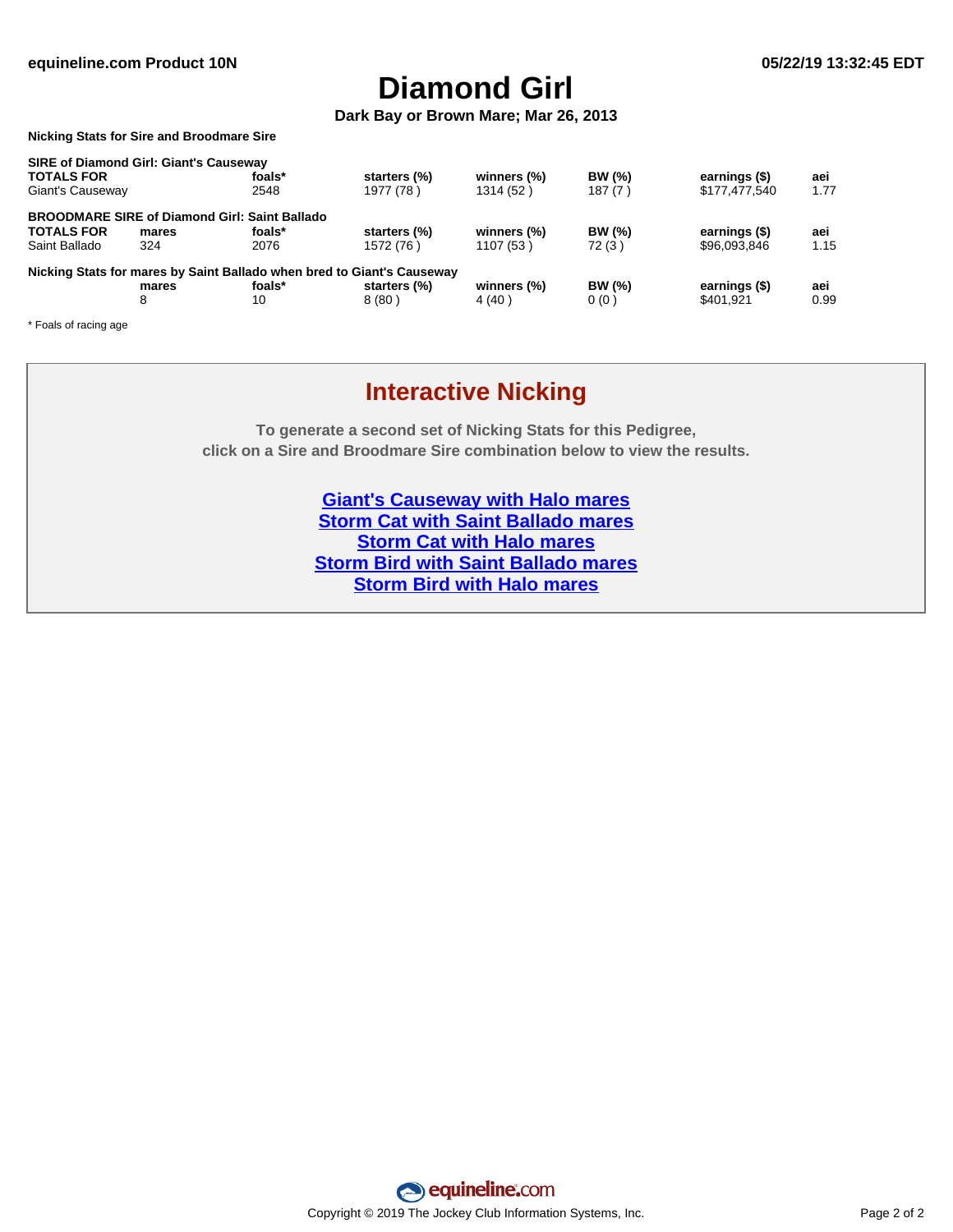# Diamond Girl

**Dark Bay or Brown Mare; Mar 26, 2013**

**Nicking Stats for Sire and Broodmare Sire**

**SIRE of Diamond Girl: Giant's Causeway**

| TOTALS FOR | | foals* | starters (%) | winners (%) | BW (%) | earnings ($) | aei |
|---|---|---|---|---|---|---|---|
| Giant's Causeway | | 2548 | 1977 (78 ) | 1314 (52 ) | 187 (7 ) | $177,477,540 | 1.77 |

**BROODMARE SIRE of Diamond Girl: Saint Ballado**

| TOTALS FOR | mares | foals* | starters (%) | winners (%) | BW (%) | earnings ($) | aei |
|---|---|---|---|---|---|---|---|
| Saint Ballado | 324 | 2076 | 1572 (76 ) | 1107 (53 ) | 72 (3 ) | $96,093,846 | 1.15 |

**Nicking Stats for mares by Saint Ballado when bred to Giant's Causeway**

| | mares | foals* | starters (%) | winners (%) | BW (%) | earnings ($) | aei |
|---|---|---|---|---|---|---|---|
| | 8 | 10 | 8 (80 ) | 4 (40 ) | 0 (0 ) | $401,921 | 0.99 |

* Foals of racing age

## Interactive Nicking

To generate a second set of Nicking Stats for this Pedigree,
click on a Sire and Broodmare Sire combination below to view the results.

Giant's Causeway with Halo mares
Storm Cat with Saint Ballado mares
Storm Cat with Halo mares
Storm Bird with Saint Ballado mares
Storm Bird with Halo mares

Copyright © 2019 The Jockey Club Information Systems, Inc.